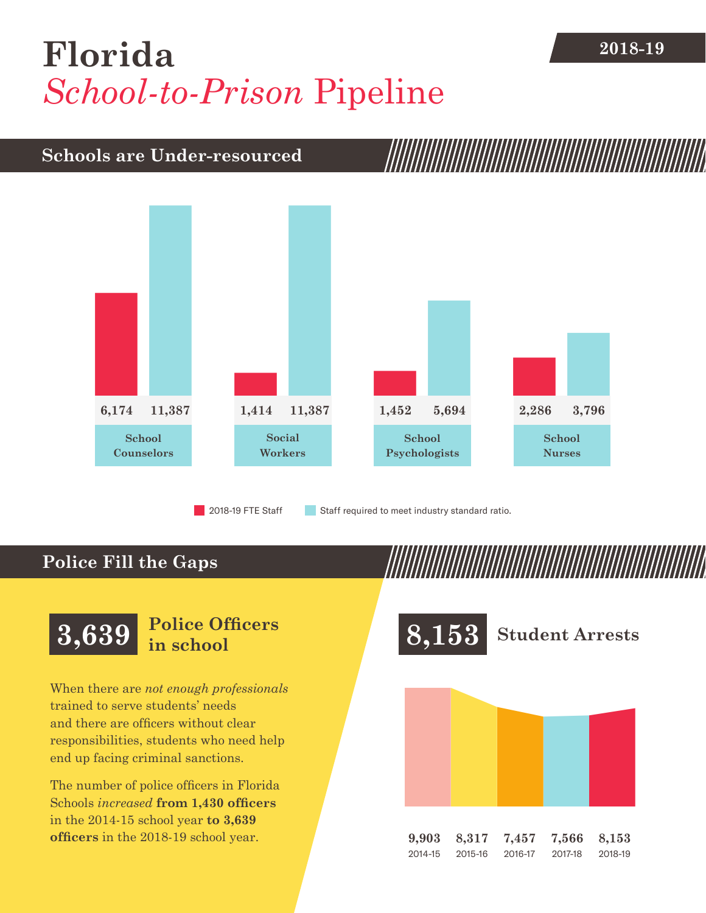# Florida *School-to-Prison* Pipeline

2018-19

## Schools are Under-resourced

| | 2018-19 FTE Staff | Staff required to meet industry standard ratio. |
|---|---|---|
| School Counselors | 6,174 | 11,387 |
| Social Workers | 1,414 | 11,387 |
| School Psychologists | 1,452 | 5,694 |
| School Nurses | 2,286 | 3,796 |

## Police Fill the Gaps

**3,639** **Police Officers in school**

When there are *not enough professionals* trained to serve students' needs and there are officers without clear responsibilities, students who need help end up facing criminal sanctions.

The number of police officers in Florida Schools *increased* **from 1,430 officers** in the 2014-15 school year **to 3,639 officers** in the 2018-19 school year.

**8,153** **Student Arrests**

| 2014-15 | 2015-16 | 2016-17 | 2017-18 | 2018-19 |
|---|---|---|---|---|
| 9,903 | 8,317 | 7,457 | 7,566 | 8,153 |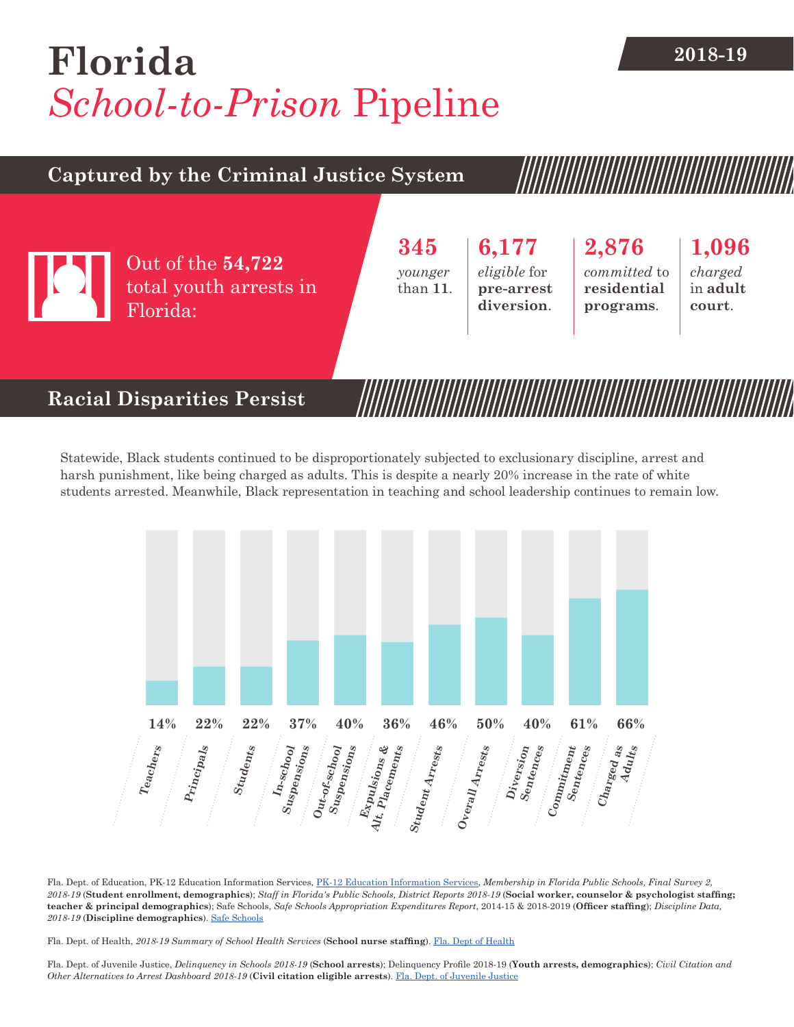# Florida *School-to-Prison* Pipeline

**2018-19**

## Captured by the Criminal Justice System

Out of the **54,722** total youth arrests in Florida:

**345** *younger* than **11**.

**6,177** *eligible* for **pre-arrest diversion**.

**2,876** *committed* to **residential programs**.

**1,096** *charged* in **adult court**.

## Racial Disparities Persist

Statewide, Black students continued to be disproportionately subjected to exclusionary discipline, arrest and harsh punishment, like being charged as adults. This is despite a nearly 20% increase in the rate of white students arrested. Meanwhile, Black representation in teaching and school leadership continues to remain low.

14% Teachers
22% Principals
22% Students
37% In-school Suspensions
40% Out-of-school Suspensions
36% Expulsions & Alt. Placements
46% Student Arrests
50% Overall Arrests
40% Diversion Sentences
61% Commitment Sentences
66% Charged as Adults

Fla. Dept. of Education, PK-12 Education Information Services, PK-12 Education Information Services, *Membership in Florida Public Schools, Final Survey 2, 2018-19* (**Student enrollment, demographics**); *Staff in Florida's Public Schools, District Reports 2018-19* (**Social worker, counselor & psychologist staffing; teacher & principal demographics**); Safe Schools, *Safe Schools Appropriation Expenditures Report*, 2014-15 & 2018-2019 (**Officer staffing**); *Discipline Data, 2018-19* (**Discipline demographics**). Safe Schools

Fla. Dept. of Health, *2018-19 Summary of School Health Services* (**School nurse staffing**). Fla. Dept of Health

Fla. Dept. of Juvenile Justice, *Delinquency in Schools 2018-19* (**School arrests**); Delinquency Profile 2018-19 (**Youth arrests, demographics**); *Civil Citation and Other Alternatives to Arrest Dashboard 2018-19* (**Civil citation eligible arrests**). Fla. Dept. of Juvenile Justice